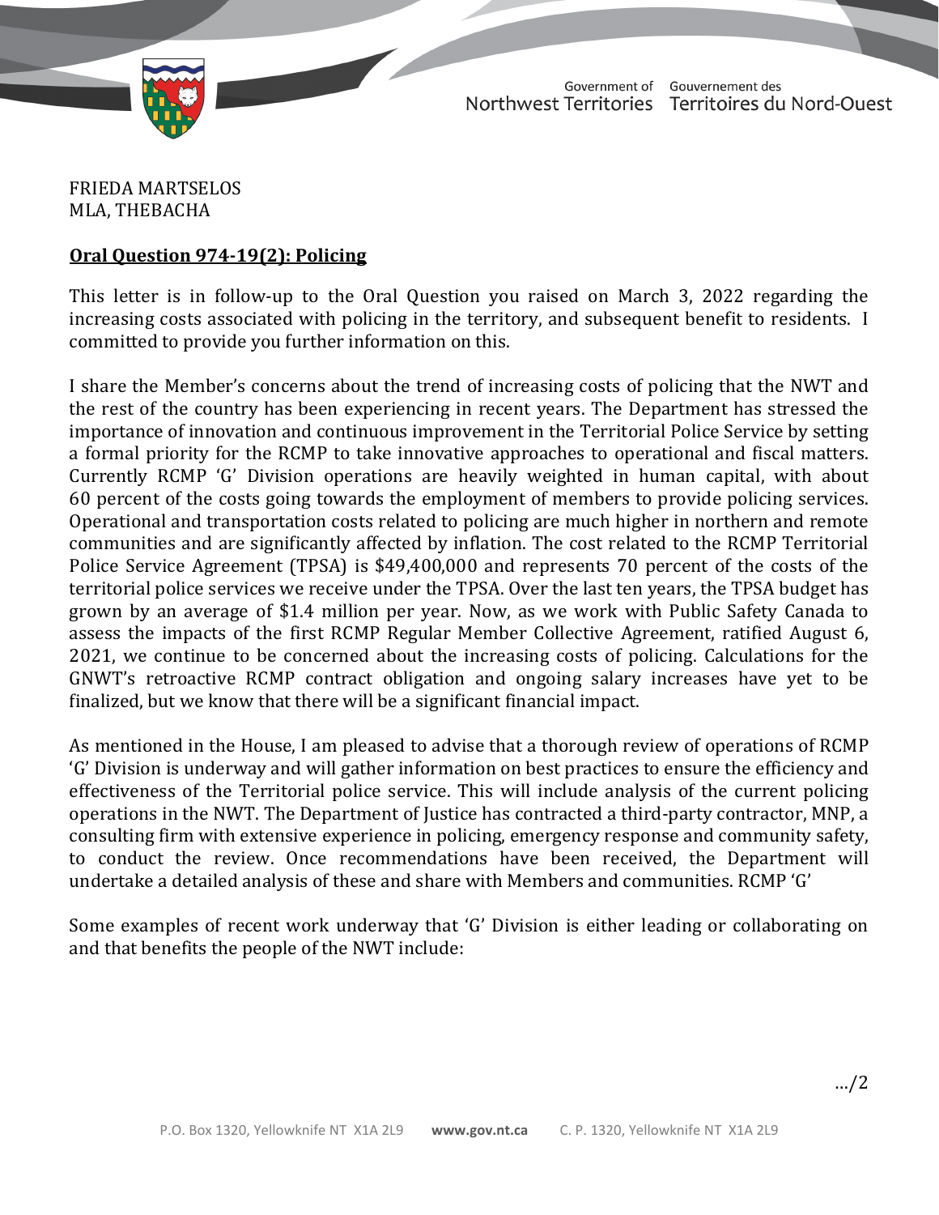Government of Northwest Territories / Gouvernement des Territoires du Nord-Ouest

FRIEDA MARTSELOS
MLA, THEBACHA

**Oral Question 974-19(2): Policing**

This letter is in follow-up to the Oral Question you raised on March 3, 2022 regarding the increasing costs associated with policing in the territory, and subsequent benefit to residents. I committed to provide you further information on this.

I share the Member's concerns about the trend of increasing costs of policing that the NWT and the rest of the country has been experiencing in recent years. The Department has stressed the importance of innovation and continuous improvement in the Territorial Police Service by setting a formal priority for the RCMP to take innovative approaches to operational and fiscal matters. Currently RCMP 'G' Division operations are heavily weighted in human capital, with about 60 percent of the costs going towards the employment of members to provide policing services. Operational and transportation costs related to policing are much higher in northern and remote communities and are significantly affected by inflation. The cost related to the RCMP Territorial Police Service Agreement (TPSA) is $49,400,000 and represents 70 percent of the costs of the territorial police services we receive under the TPSA. Over the last ten years, the TPSA budget has grown by an average of $1.4 million per year. Now, as we work with Public Safety Canada to assess the impacts of the first RCMP Regular Member Collective Agreement, ratified August 6, 2021, we continue to be concerned about the increasing costs of policing. Calculations for the GNWT's retroactive RCMP contract obligation and ongoing salary increases have yet to be finalized, but we know that there will be a significant financial impact.

As mentioned in the House, I am pleased to advise that a thorough review of operations of RCMP 'G' Division is underway and will gather information on best practices to ensure the efficiency and effectiveness of the Territorial police service. This will include analysis of the current policing operations in the NWT. The Department of Justice has contracted a third-party contractor, MNP, a consulting firm with extensive experience in policing, emergency response and community safety, to conduct the review. Once recommendations have been received, the Department will undertake a detailed analysis of these and share with Members and communities. RCMP 'G'

Some examples of recent work underway that 'G' Division is either leading or collaborating on and that benefits the people of the NWT include:

…/2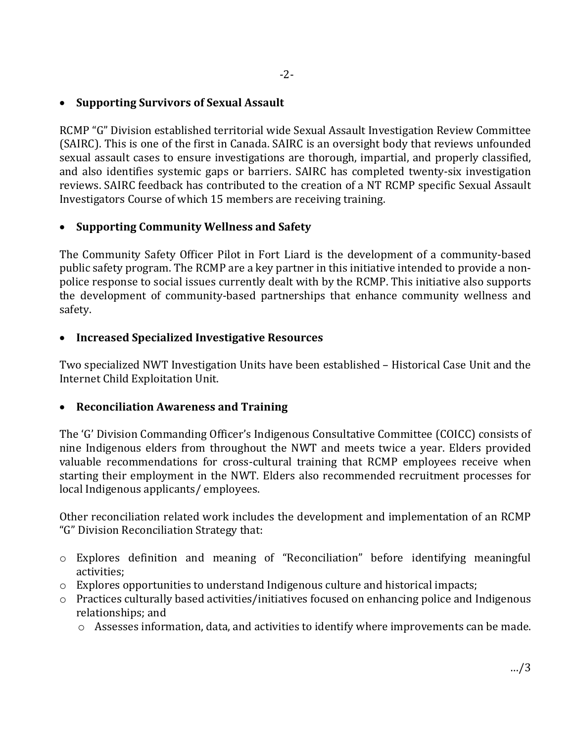- **Supporting Survivors of Sexual Assault**

RCMP “G” Division established territorial wide Sexual Assault Investigation Review Committee (SAIRC). This is one of the first in Canada. SAIRC is an oversight body that reviews unfounded sexual assault cases to ensure investigations are thorough, impartial, and properly classified, and also identifies systemic gaps or barriers. SAIRC has completed twenty-six investigation reviews. SAIRC feedback has contributed to the creation of a NT RCMP specific Sexual Assault Investigators Course of which 15 members are receiving training.

- **Supporting Community Wellness and Safety**

The Community Safety Officer Pilot in Fort Liard is the development of a community-based public safety program. The RCMP are a key partner in this initiative intended to provide a non-police response to social issues currently dealt with by the RCMP. This initiative also supports the development of community-based partnerships that enhance community wellness and safety.

- **Increased Specialized Investigative Resources**

Two specialized NWT Investigation Units have been established – Historical Case Unit and the Internet Child Exploitation Unit.

- **Reconciliation Awareness and Training**

The ‘G’ Division Commanding Officer’s Indigenous Consultative Committee (COICC) consists of nine Indigenous elders from throughout the NWT and meets twice a year. Elders provided valuable recommendations for cross-cultural training that RCMP employees receive when starting their employment in the NWT. Elders also recommended recruitment processes for local Indigenous applicants/ employees.

Other reconciliation related work includes the development and implementation of an RCMP “G” Division Reconciliation Strategy that:

- Explores definition and meaning of “Reconciliation” before identifying meaningful activities;
- Explores opportunities to understand Indigenous culture and historical impacts;
- Practices culturally based activities/initiatives focused on enhancing police and Indigenous relationships; and
  - Assesses information, data, and activities to identify where improvements can be made.

…/3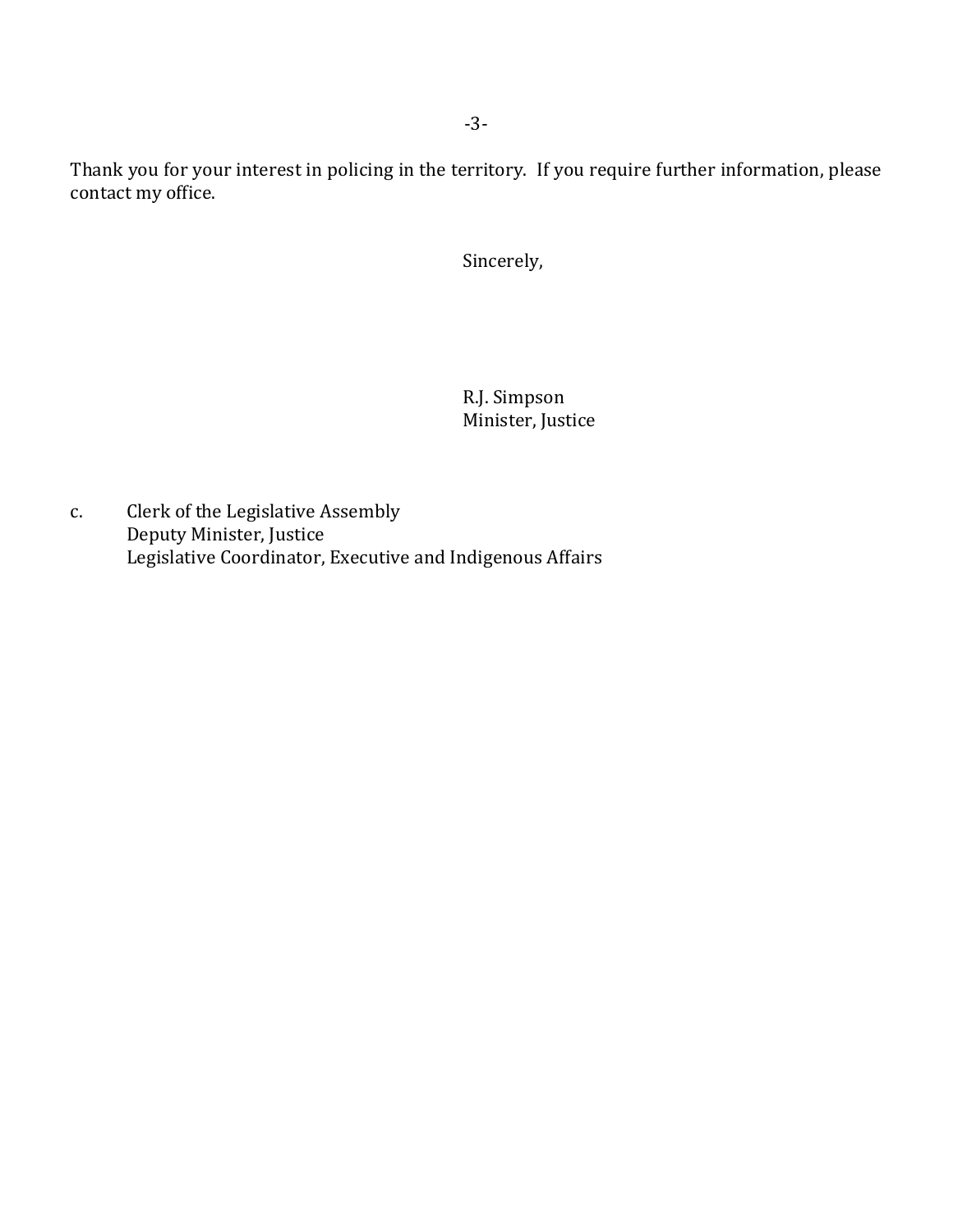Thank you for your interest in policing in the territory. If you require further information, please contact my office.

Sincerely,

R.J. Simpson
Minister, Justice

c. Clerk of the Legislative Assembly
Deputy Minister, Justice
Legislative Coordinator, Executive and Indigenous Affairs